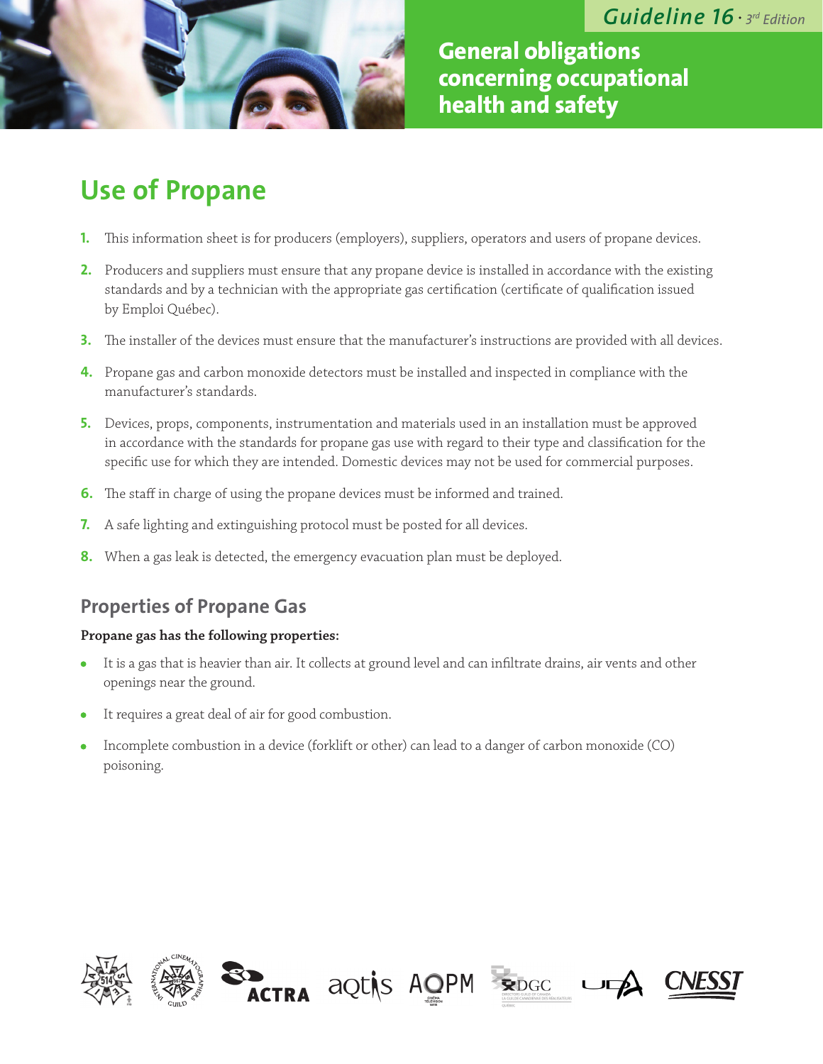Guideline 16 · 3rd Edition

# General obligations concerning occupational health and safety

## Use of Propane

1. This information sheet is for producers (employers), suppliers, operators and users of propane devices.
2. Producers and suppliers must ensure that any propane device is installed in accordance with the existing standards and by a technician with the appropriate gas certification (certificate of qualification issued by Emploi Québec).
3. The installer of the devices must ensure that the manufacturer's instructions are provided with all devices.
4. Propane gas and carbon monoxide detectors must be installed and inspected in compliance with the manufacturer's standards.
5. Devices, props, components, instrumentation and materials used in an installation must be approved in accordance with the standards for propane gas use with regard to their type and classification for the specific use for which they are intended. Domestic devices may not be used for commercial purposes.
6. The staff in charge of using the propane devices must be informed and trained.
7. A safe lighting and extinguishing protocol must be posted for all devices.
8. When a gas leak is detected, the emergency evacuation plan must be deployed.

### Properties of Propane Gas

**Propane gas has the following properties:**

- It is a gas that is heavier than air. It collects at ground level and can infiltrate drains, air vents and other openings near the ground.
- It requires a great deal of air for good combustion.
- Incomplete combustion in a device (forklift or other) can lead to a danger of carbon monoxide (CO) poisoning.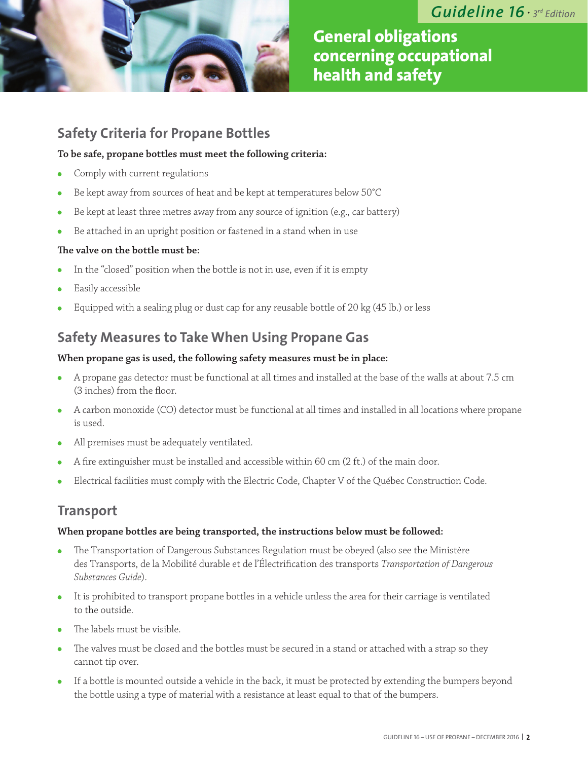## Safety Criteria for Propane Bottles

**To be safe, propane bottles must meet the following criteria:**

- Comply with current regulations
- Be kept away from sources of heat and be kept at temperatures below 50°C
- Be kept at least three metres away from any source of ignition (e.g., car battery)
- Be attached in an upright position or fastened in a stand when in use

**The valve on the bottle must be:**

- In the "closed" position when the bottle is not in use, even if it is empty
- Easily accessible
- Equipped with a sealing plug or dust cap for any reusable bottle of 20 kg (45 lb.) or less

## Safety Measures to Take When Using Propane Gas

**When propane gas is used, the following safety measures must be in place:**

- A propane gas detector must be functional at all times and installed at the base of the walls at about 7.5 cm (3 inches) from the floor.
- A carbon monoxide (CO) detector must be functional at all times and installed in all locations where propane is used.
- All premises must be adequately ventilated.
- A fire extinguisher must be installed and accessible within 60 cm (2 ft.) of the main door.
- Electrical facilities must comply with the Electric Code, Chapter V of the Québec Construction Code.

## Transport

**When propane bottles are being transported, the instructions below must be followed:**

- The Transportation of Dangerous Substances Regulation must be obeyed (also see the Ministère des Transports, de la Mobilité durable et de l'Électrification des transports *Transportation of Dangerous Substances Guide*).
- It is prohibited to transport propane bottles in a vehicle unless the area for their carriage is ventilated to the outside.
- The labels must be visible.
- The valves must be closed and the bottles must be secured in a stand or attached with a strap so they cannot tip over.
- If a bottle is mounted outside a vehicle in the back, it must be protected by extending the bumpers beyond the bottle using a type of material with a resistance at least equal to that of the bumpers.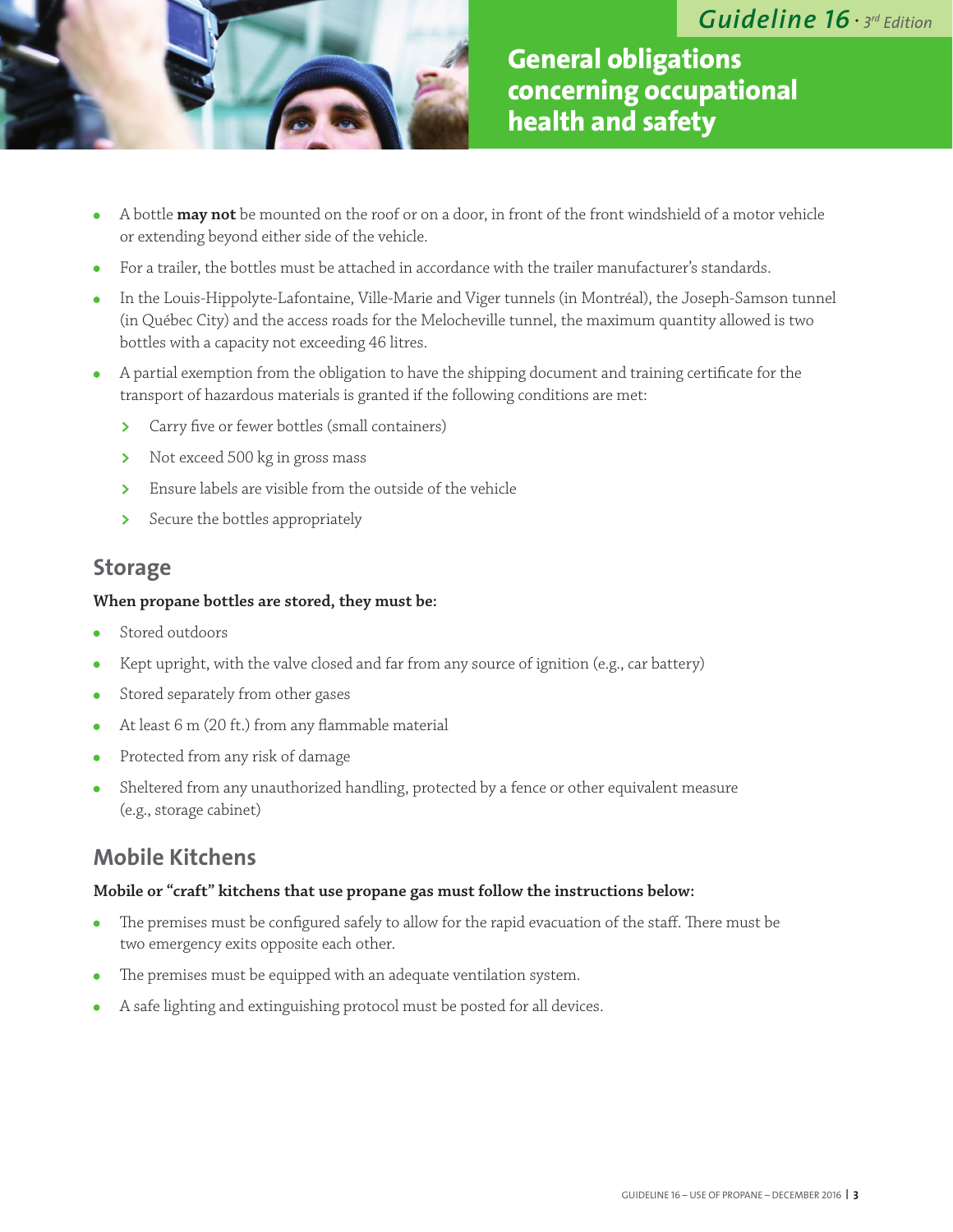- A bottle **may not** be mounted on the roof or on a door, in front of the front windshield of a motor vehicle or extending beyond either side of the vehicle.
- For a trailer, the bottles must be attached in accordance with the trailer manufacturer's standards.
- In the Louis-Hippolyte-Lafontaine, Ville-Marie and Viger tunnels (in Montréal), the Joseph-Samson tunnel (in Québec City) and the access roads for the Melocheville tunnel, the maximum quantity allowed is two bottles with a capacity not exceeding 46 litres.
- A partial exemption from the obligation to have the shipping document and training certificate for the transport of hazardous materials is granted if the following conditions are met:
  - Carry five or fewer bottles (small containers)
  - Not exceed 500 kg in gross mass
  - Ensure labels are visible from the outside of the vehicle
  - Secure the bottles appropriately

## Storage

**When propane bottles are stored, they must be:**

- Stored outdoors
- Kept upright, with the valve closed and far from any source of ignition (e.g., car battery)
- Stored separately from other gases
- At least 6 m (20 ft.) from any flammable material
- Protected from any risk of damage
- Sheltered from any unauthorized handling, protected by a fence or other equivalent measure (e.g., storage cabinet)

## Mobile Kitchens

**Mobile or "craft" kitchens that use propane gas must follow the instructions below:**

- The premises must be configured safely to allow for the rapid evacuation of the staff. There must be two emergency exits opposite each other.
- The premises must be equipped with an adequate ventilation system.
- A safe lighting and extinguishing protocol must be posted for all devices.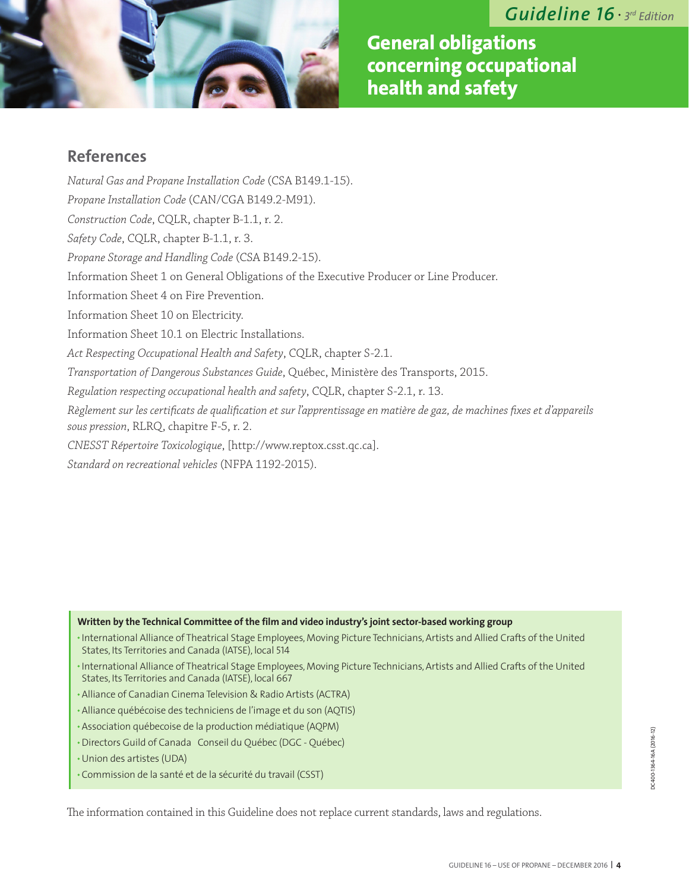# Guideline 16 · 3rd Edition

## General obligations concerning occupational health and safety

## References

*Natural Gas and Propane Installation Code* (CSA B149.1-15).

*Propane Installation Code* (CAN/CGA B149.2-M91).

*Construction Code*, CQLR, chapter B-1.1, r. 2.

*Safety Code*, CQLR, chapter B-1.1, r. 3.

*Propane Storage and Handling Code* (CSA B149.2-15).

Information Sheet 1 on General Obligations of the Executive Producer or Line Producer.

Information Sheet 4 on Fire Prevention.

Information Sheet 10 on Electricity.

Information Sheet 10.1 on Electric Installations.

*Act Respecting Occupational Health and Safety*, CQLR, chapter S-2.1.

*Transportation of Dangerous Substances Guide*, Québec, Ministère des Transports, 2015.

*Regulation respecting occupational health and safety*, CQLR, chapter S-2.1, r. 13.

*Règlement sur les certificats de qualification et sur l'apprentissage en matière de gaz, de machines fixes et d'appareils sous pression*, RLRQ, chapitre F-5, r. 2.

*CNESST Répertoire Toxicologique*, [http://www.reptox.csst.qc.ca].

*Standard on recreational vehicles* (NFPA 1192-2015).

**Written by the Technical Committee of the film and video industry's joint sector-based working group**

- International Alliance of Theatrical Stage Employees, Moving Picture Technicians, Artists and Allied Crafts of the United States, Its Territories and Canada (IATSE), local 514
- International Alliance of Theatrical Stage Employees, Moving Picture Technicians, Artists and Allied Crafts of the United States, Its Territories and Canada (IATSE), local 667
- Alliance of Canadian Cinema Television & Radio Artists (ACTRA)
- Alliance québécoise des techniciens de l'image et du son (AQTIS)
- Association québecoise de la production médiatique (AQPM)
- Directors Guild of Canada Conseil du Québec (DGC - Québec)
- Union des artistes (UDA)
- Commission de la santé et de la sécurité du travail (CSST)

DC400-1364-16A (2016-12)

The information contained in this Guideline does not replace current standards, laws and regulations.